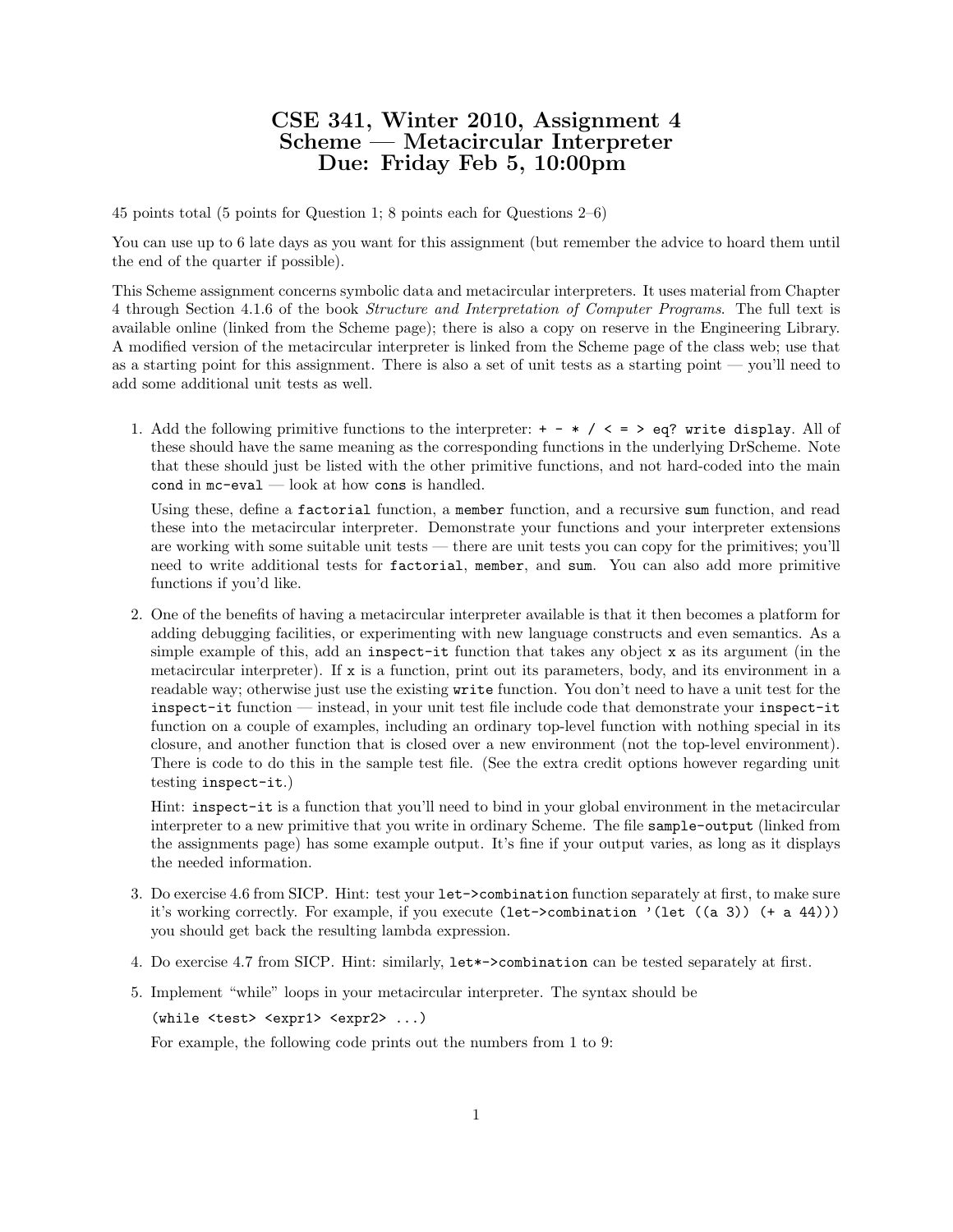# CSE 341, Winter 2010, Assignment 4
# Scheme — Metacircular Interpreter
# Due: Friday Feb 5, 10:00pm

45 points total (5 points for Question 1; 8 points each for Questions 2–6)

You can use up to 6 late days as you want for this assignment (but remember the advice to hoard them until the end of the quarter if possible).

This Scheme assignment concerns symbolic data and metacircular interpreters. It uses material from Chapter 4 through Section 4.1.6 of the book *Structure and Interpretation of Computer Programs*. The full text is available online (linked from the Scheme page); there is also a copy on reserve in the Engineering Library. A modified version of the metacircular interpreter is linked from the Scheme page of the class web; use that as a starting point for this assignment. There is also a set of unit tests as a starting point — you'll need to add some additional unit tests as well.

1. Add the following primitive functions to the interpreter: `+ - * / < = > eq? write display`. All of these should have the same meaning as the corresponding functions in the underlying DrScheme. Note that these should just be listed with the other primitive functions, and not hard-coded into the main `cond` in `mc-eval` — look at how `cons` is handled.

   Using these, define a `factorial` function, a `member` function, and a recursive `sum` function, and read these into the metacircular interpreter. Demonstrate your functions and your interpreter extensions are working with some suitable unit tests — there are unit tests you can copy for the primitives; you'll need to write additional tests for `factorial`, `member`, and `sum`. You can also add more primitive functions if you'd like.

2. One of the benefits of having a metacircular interpreter available is that it then becomes a platform for adding debugging facilities, or experimenting with new language constructs and even semantics. As a simple example of this, add an `inspect-it` function that takes any object `x` as its argument (in the metacircular interpreter). If `x` is a function, print out its parameters, body, and its environment in a readable way; otherwise just use the existing `write` function. You don't need to have a unit test for the `inspect-it` function — instead, in your unit test file include code that demonstrate your `inspect-it` function on a couple of examples, including an ordinary top-level function with nothing special in its closure, and another function that is closed over a new environment (not the top-level environment). There is code to do this in the sample test file. (See the extra credit options however regarding unit testing `inspect-it`.)

   Hint: `inspect-it` is a function that you'll need to bind in your global environment in the metacircular interpreter to a new primitive that you write in ordinary Scheme. The file `sample-output` (linked from the assignments page) has some example output. It's fine if your output varies, as long as it displays the needed information.

3. Do exercise 4.6 from SICP. Hint: test your `let->combination` function separately at first, to make sure it's working correctly. For example, if you execute `(let->combination '(let ((a 3)) (+ a 44)))` you should get back the resulting lambda expression.

4. Do exercise 4.7 from SICP. Hint: similarly, `let*->combination` can be tested separately at first.

5. Implement "while" loops in your metacircular interpreter. The syntax should be

   ```
   (while <test> <expr1> <expr2> ...)
   ```

   For example, the following code prints out the numbers from 1 to 9: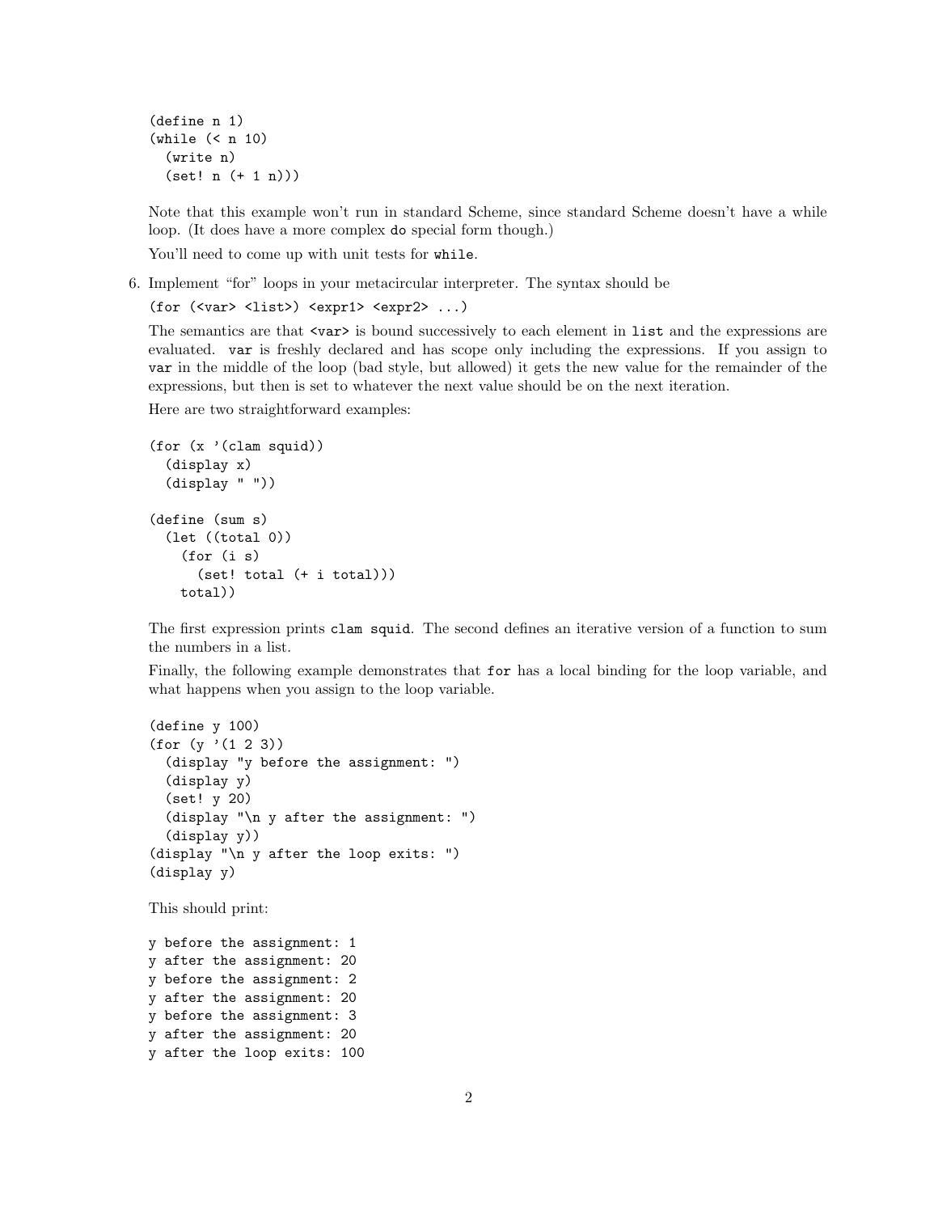```
(define n 1)
(while (< n 10)
  (write n)
  (set! n (+ 1 n)))
```

Note that this example won't run in standard Scheme, since standard Scheme doesn't have a while loop. (It does have a more complex `do` special form though.)

You'll need to come up with unit tests for `while`.

6. Implement "for" loops in your metacircular interpreter. The syntax should be

   `(for (<var> <list>) <expr1> <expr2> ...)`

   The semantics are that `<var>` is bound successively to each element in `list` and the expressions are evaluated. `var` is freshly declared and has scope only including the expressions. If you assign to `var` in the middle of the loop (bad style, but allowed) it gets the new value for the remainder of the expressions, but then is set to whatever the next value should be on the next iteration.

   Here are two straightforward examples:

```
(for (x '(clam squid))
  (display x)
  (display " "))

(define (sum s)
  (let ((total 0))
    (for (i s)
      (set! total (+ i total)))
    total))
```

   The first expression prints `clam squid`. The second defines an iterative version of a function to sum the numbers in a list.

   Finally, the following example demonstrates that `for` has a local binding for the loop variable, and what happens when you assign to the loop variable.

```
(define y 100)
(for (y '(1 2 3))
  (display "y before the assignment: ")
  (display y)
  (set! y 20)
  (display "\n y after the assignment: ")
  (display y))
(display "\n y after the loop exits: ")
(display y)
```

   This should print:

```
y before the assignment: 1
y after the assignment: 20
y before the assignment: 2
y after the assignment: 20
y before the assignment: 3
y after the assignment: 20
y after the loop exits: 100
```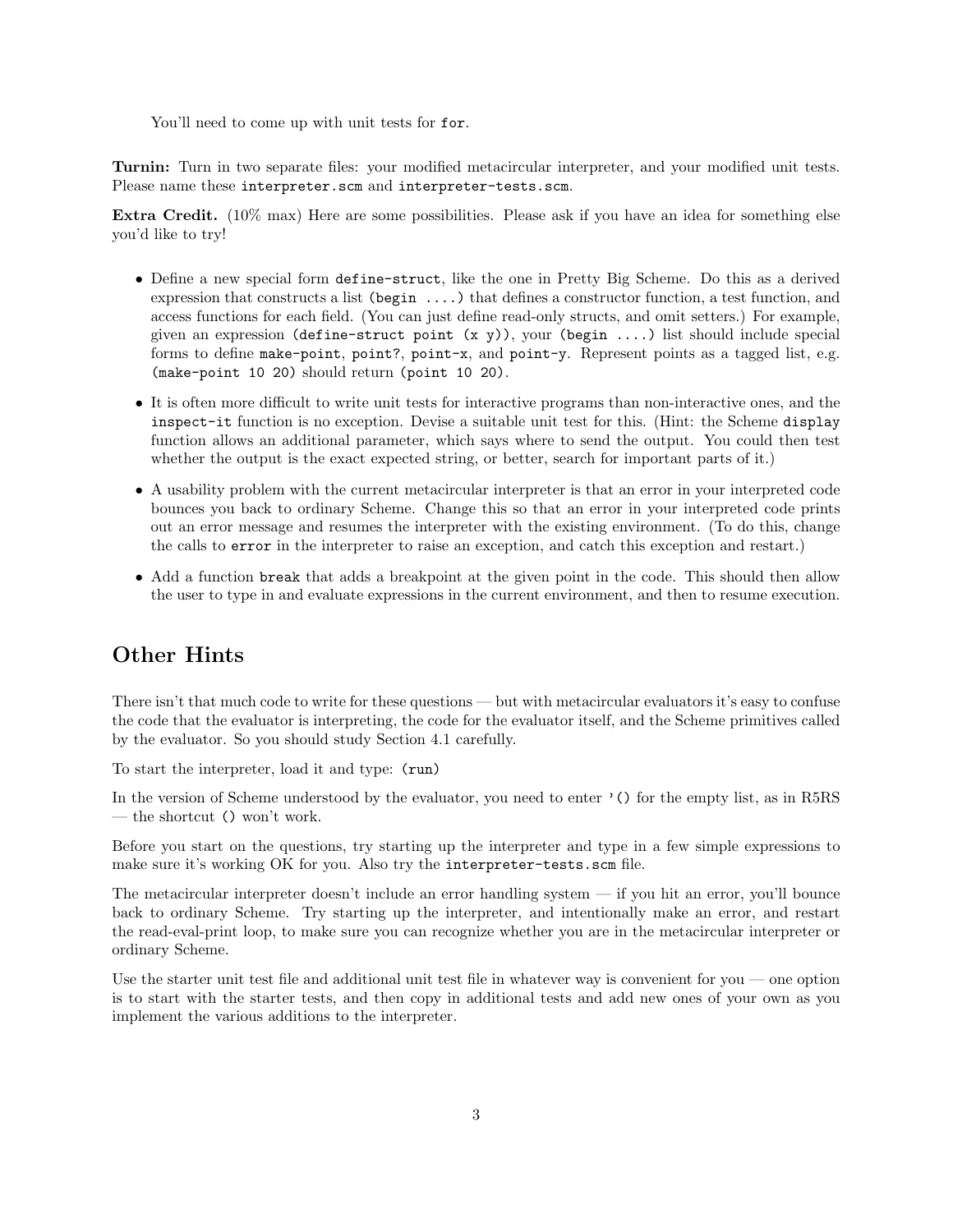You'll need to come up with unit tests for `for`.

**Turnin:** Turn in two separate files: your modified metacircular interpreter, and your modified unit tests. Please name these `interpreter.scm` and `interpreter-tests.scm`.

**Extra Credit.** (10% max) Here are some possibilities. Please ask if you have an idea for something else you'd like to try!

- Define a new special form `define-struct`, like the one in Pretty Big Scheme. Do this as a derived expression that constructs a list `(begin ....)` that defines a constructor function, a test function, and access functions for each field. (You can just define read-only structs, and omit setters.) For example, given an expression `(define-struct point (x y))`, your `(begin ....)` list should include special forms to define `make-point`, `point?`, `point-x`, and `point-y`. Represent points as a tagged list, e.g. `(make-point 10 20)` should return `(point 10 20)`.
- It is often more difficult to write unit tests for interactive programs than non-interactive ones, and the `inspect-it` function is no exception. Devise a suitable unit test for this. (Hint: the Scheme `display` function allows an additional parameter, which says where to send the output. You could then test whether the output is the exact expected string, or better, search for important parts of it.)
- A usability problem with the current metacircular interpreter is that an error in your interpreted code bounces you back to ordinary Scheme. Change this so that an error in your interpreted code prints out an error message and resumes the interpreter with the existing environment. (To do this, change the calls to `error` in the interpreter to raise an exception, and catch this exception and restart.)
- Add a function `break` that adds a breakpoint at the given point in the code. This should then allow the user to type in and evaluate expressions in the current environment, and then to resume execution.

## Other Hints

There isn't that much code to write for these questions — but with metacircular evaluators it's easy to confuse the code that the evaluator is interpreting, the code for the evaluator itself, and the Scheme primitives called by the evaluator. So you should study Section 4.1 carefully.

To start the interpreter, load it and type: `(run)`

In the version of Scheme understood by the evaluator, you need to enter `'()` for the empty list, as in R5RS — the shortcut `()` won't work.

Before you start on the questions, try starting up the interpreter and type in a few simple expressions to make sure it's working OK for you. Also try the `interpreter-tests.scm` file.

The metacircular interpreter doesn't include an error handling system — if you hit an error, you'll bounce back to ordinary Scheme. Try starting up the interpreter, and intentionally make an error, and restart the read-eval-print loop, to make sure you can recognize whether you are in the metacircular interpreter or ordinary Scheme.

Use the starter unit test file and additional unit test file in whatever way is convenient for you — one option is to start with the starter tests, and then copy in additional tests and add new ones of your own as you implement the various additions to the interpreter.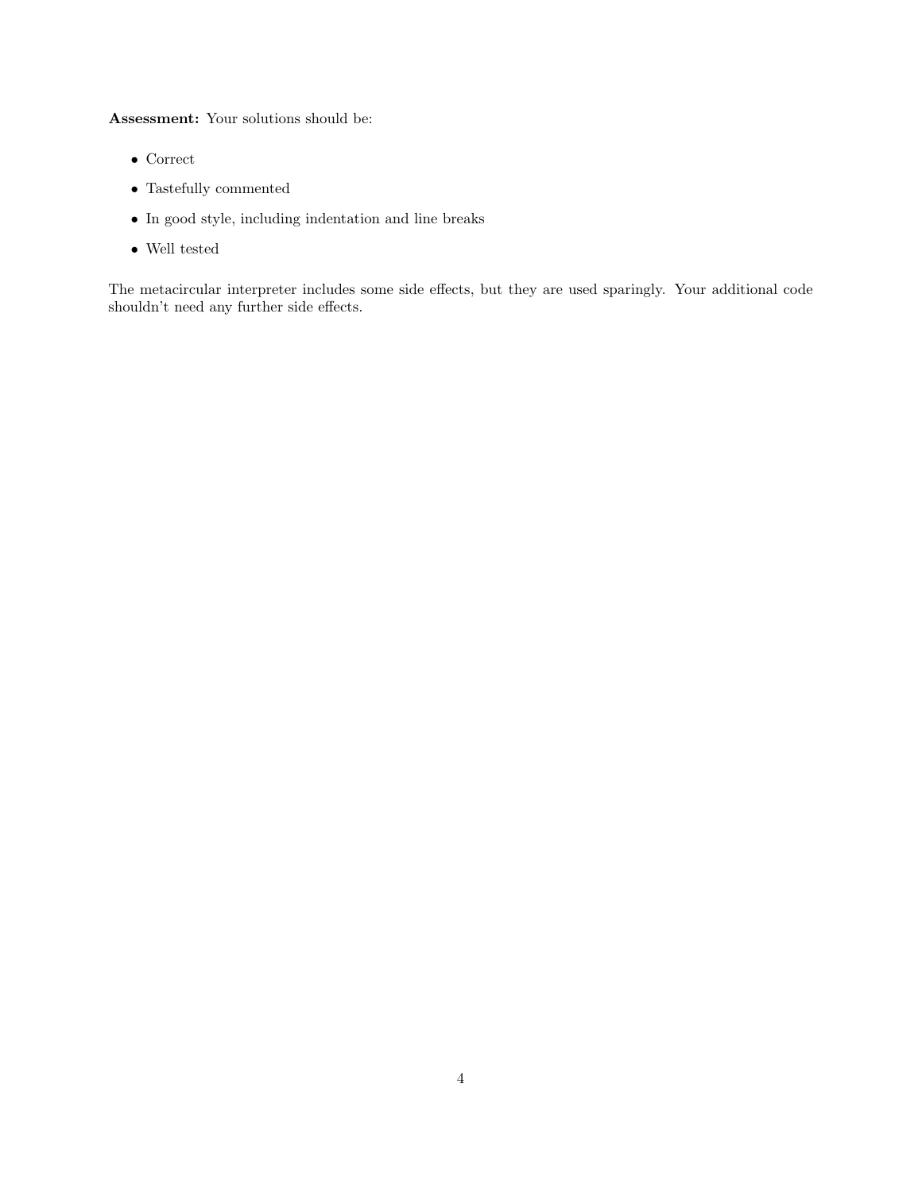**Assessment:** Your solutions should be:

- Correct
- Tastefully commented
- In good style, including indentation and line breaks
- Well tested

The metacircular interpreter includes some side effects, but they are used sparingly. Your additional code shouldn't need any further side effects.